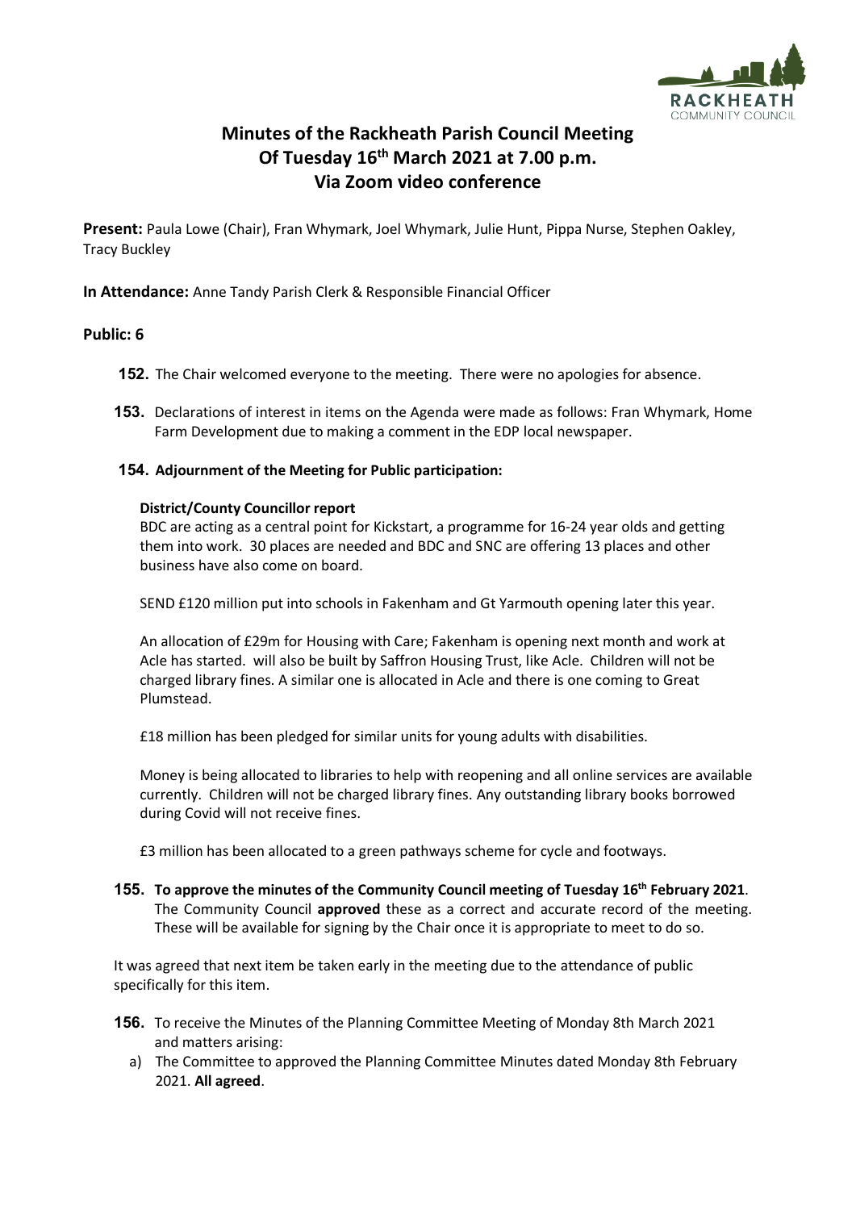# Minutes of the Rackheath Parish Council Meeting Of Tuesday 16th March 2021 at 7.00 p.m. Via Zoom video conference

**Present:** Paula Lowe (Chair), Fran Whymark, Joel Whymark, Julie Hunt, Pippa Nurse, Stephen Oakley, Tracy Buckley

**In Attendance:** Anne Tandy Parish Clerk & Responsible Financial Officer

**Public: 6**

**152.** The Chair welcomed everyone to the meeting. There were no apologies for absence.

**153.** Declarations of interest in items on the Agenda were made as follows: Fran Whymark, Home Farm Development due to making a comment in the EDP local newspaper.

**154. Adjournment of the Meeting for Public participation:**

**District/County Councillor report**

BDC are acting as a central point for Kickstart, a programme for 16-24 year olds and getting them into work. 30 places are needed and BDC and SNC are offering 13 places and other business have also come on board.

SEND £120 million put into schools in Fakenham and Gt Yarmouth opening later this year.

An allocation of £29m for Housing with Care; Fakenham is opening next month and work at Acle has started. will also be built by Saffron Housing Trust, like Acle. Children will not be charged library fines. A similar one is allocated in Acle and there is one coming to Great Plumstead.

£18 million has been pledged for similar units for young adults with disabilities.

Money is being allocated to libraries to help with reopening and all online services are available currently. Children will not be charged library fines. Any outstanding library books borrowed during Covid will not receive fines.

£3 million has been allocated to a green pathways scheme for cycle and footways.

**155. To approve the minutes of the Community Council meeting of Tuesday 16th February 2021**. The Community Council **approved** these as a correct and accurate record of the meeting. These will be available for signing by the Chair once it is appropriate to meet to do so.

It was agreed that next item be taken early in the meeting due to the attendance of public specifically for this item.

**156.** To receive the Minutes of the Planning Committee Meeting of Monday 8th March 2021 and matters arising:

a) The Committee to approved the Planning Committee Minutes dated Monday 8th February 2021. **All agreed**.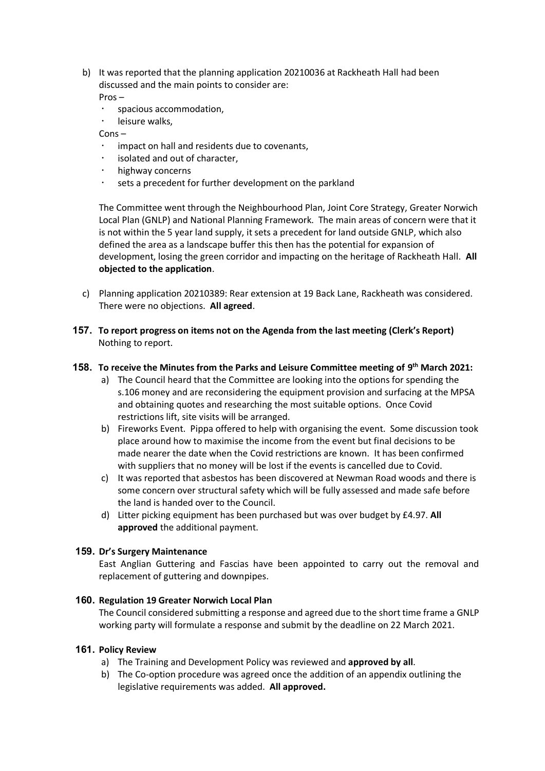b) It was reported that the planning application 20210036 at Rackheath Hall had been discussed and the main points to consider are:

   Pros –
   - spacious accommodation,
   - leisure walks,

   Cons –
   - impact on hall and residents due to covenants,
   - isolated and out of character,
   - highway concerns
   - sets a precedent for further development on the parkland

   The Committee went through the Neighbourhood Plan, Joint Core Strategy, Greater Norwich Local Plan (GNLP) and National Planning Framework. The main areas of concern were that it is not within the 5 year land supply, it sets a precedent for land outside GNLP, which also defined the area as a landscape buffer this then has the potential for expansion of development, losing the green corridor and impacting on the heritage of Rackheath Hall. **All objected to the application**.

c) Planning application 20210389: Rear extension at 19 Back Lane, Rackheath was considered. There were no objections. **All agreed**.

**157. To report progress on items not on the Agenda from the last meeting (Clerk's Report)**

Nothing to report.

**158. To receive the Minutes from the Parks and Leisure Committee meeting of 9th March 2021:**

a) The Council heard that the Committee are looking into the options for spending the s.106 money and are reconsidering the equipment provision and surfacing at the MPSA and obtaining quotes and researching the most suitable options. Once Covid restrictions lift, site visits will be arranged.

b) Fireworks Event. Pippa offered to help with organising the event. Some discussion took place around how to maximise the income from the event but final decisions to be made nearer the date when the Covid restrictions are known. It has been confirmed with suppliers that no money will be lost if the events is cancelled due to Covid.

c) It was reported that asbestos has been discovered at Newman Road woods and there is some concern over structural safety which will be fully assessed and made safe before the land is handed over to the Council.

d) Litter picking equipment has been purchased but was over budget by £4.97. **All approved** the additional payment.

**159. Dr's Surgery Maintenance**

East Anglian Guttering and Fascias have been appointed to carry out the removal and replacement of guttering and downpipes.

**160. Regulation 19 Greater Norwich Local Plan**

The Council considered submitting a response and agreed due to the short time frame a GNLP working party will formulate a response and submit by the deadline on 22 March 2021.

**161. Policy Review**

a) The Training and Development Policy was reviewed and **approved by all**.

b) The Co-option procedure was agreed once the addition of an appendix outlining the legislative requirements was added. **All approved.**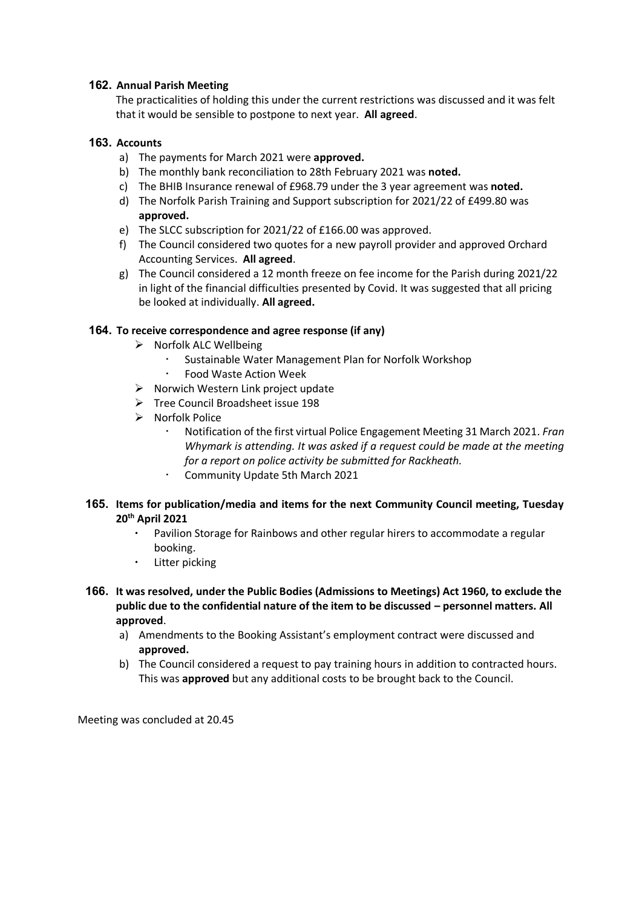**162. Annual Parish Meeting**

The practicalities of holding this under the current restrictions was discussed and it was felt that it would be sensible to postpone to next year. **All agreed**.

**163. Accounts**

a) The payments for March 2021 were **approved.**
b) The monthly bank reconciliation to 28th February 2021 was **noted.**
c) The BHIB Insurance renewal of £968.79 under the 3 year agreement was **noted.**
d) The Norfolk Parish Training and Support subscription for 2021/22 of £499.80 was **approved.**
e) The SLCC subscription for 2021/22 of £166.00 was approved.
f) The Council considered two quotes for a new payroll provider and approved Orchard Accounting Services. **All agreed**.
g) The Council considered a 12 month freeze on fee income for the Parish during 2021/22 in light of the financial difficulties presented by Covid. It was suggested that all pricing be looked at individually. **All agreed.**

**164. To receive correspondence and agree response (if any)**

- Norfolk ALC Wellbeing
  - Sustainable Water Management Plan for Norfolk Workshop
  - Food Waste Action Week
- Norwich Western Link project update
- Tree Council Broadsheet issue 198
- Norfolk Police
  - Notification of the first virtual Police Engagement Meeting 31 March 2021. *Fran Whymark is attending. It was asked if a request could be made at the meeting for a report on police activity be submitted for Rackheath.*
  - Community Update 5th March 2021

**165. Items for publication/media and items for the next Community Council meeting, Tuesday 20th April 2021**

- Pavilion Storage for Rainbows and other regular hirers to accommodate a regular booking.
- Litter picking

**166. It was resolved, under the Public Bodies (Admissions to Meetings) Act 1960, to exclude the public due to the confidential nature of the item to be discussed – personnel matters. All approved**.

a) Amendments to the Booking Assistant's employment contract were discussed and **approved.**
b) The Council considered a request to pay training hours in addition to contracted hours. This was **approved** but any additional costs to be brought back to the Council.

Meeting was concluded at 20.45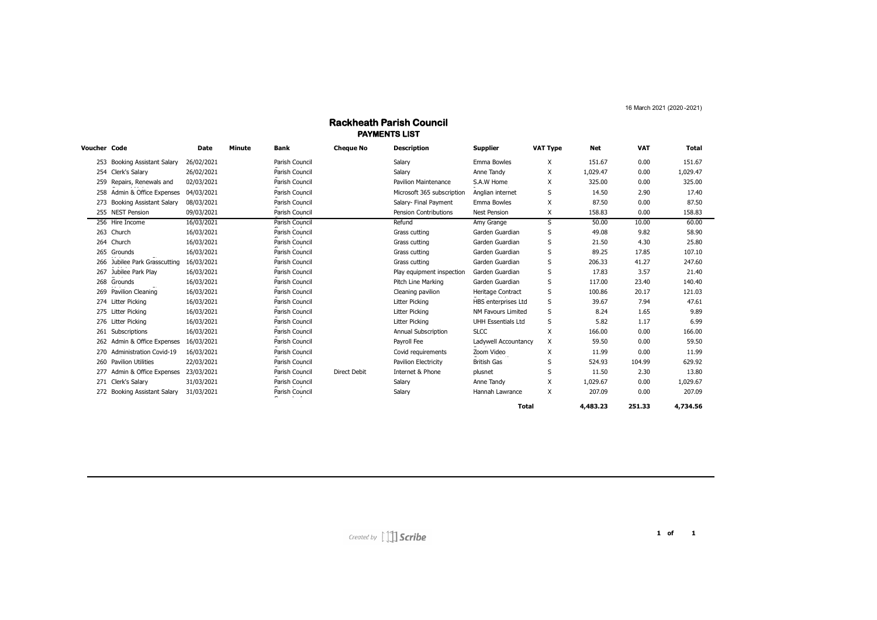16 March 2021 (2020-2021)

# Rackheath Parish Council

## PAYMENTS LIST

| Voucher | Code | Date | Minute | Bank | Cheque No | Description | Supplier | VAT Type | Net | VAT | Total |
|---|---|---|---|---|---|---|---|---|---|---|---|
| 253 | Booking Assistant Salary | 26/02/2021 | | Parish Council | | Salary | Emma Bowles | X | 151.67 | 0.00 | 151.67 |
| 254 | Clerk's Salary | 26/02/2021 | | Parish Council | | Salary | Anne Tandy | X | 1,029.47 | 0.00 | 1,029.47 |
| 259 | Repairs, Renewals and | 02/03/2021 | | Parish Council | | Pavilion Maintenance | S.A.W Home | X | 325.00 | 0.00 | 325.00 |
| 258 | Admin & Office Expenses | 04/03/2021 | | Parish Council | | Microsoft 365 subscription | Anglian internet | S | 14.50 | 2.90 | 17.40 |
| 273 | Booking Assistant Salary | 08/03/2021 | | Parish Council | | Salary- Final Payment | Emma Bowles | X | 87.50 | 0.00 | 87.50 |
| 255 | NEST Pension | 09/03/2021 | | Parish Council | | Pension Contributions | Nest Pension | X | 158.83 | 0.00 | 158.83 |
| 256 | Hire Income | 16/03/2021 | | Parish Council | | Refund | Amy Grange | S | 50.00 | 10.00 | 60.00 |
| 263 | Church | 16/03/2021 | | Parish Council | | Grass cutting | Garden Guardian | S | 49.08 | 9.82 | 58.90 |
| 264 | Church | 16/03/2021 | | Parish Council | | Grass cutting | Garden Guardian | S | 21.50 | 4.30 | 25.80 |
| 265 | Grounds | 16/03/2021 | | Parish Council | | Grass cutting | Garden Guardian | S | 89.25 | 17.85 | 107.10 |
| 266 | Jubilee Park Grasscutting | 16/03/2021 | | Parish Council | | Grass cutting | Garden Guardian | S | 206.33 | 41.27 | 247.60 |
| 267 | Jubilee Park Play | 16/03/2021 | | Parish Council | | Play equipment inspection | Garden Guardian | S | 17.83 | 3.57 | 21.40 |
| 268 | Grounds | 16/03/2021 | | Parish Council | | Pitch Line Marking | Garden Guardian | S | 117.00 | 23.40 | 140.40 |
| 269 | Pavilion Cleaning | 16/03/2021 | | Parish Council | | Cleaning pavilion | Heritage Contract | S | 100.86 | 20.17 | 121.03 |
| 274 | Litter Picking | 16/03/2021 | | Parish Council | | Litter Picking | HBS enterprises Ltd | S | 39.67 | 7.94 | 47.61 |
| 275 | Litter Picking | 16/03/2021 | | Parish Council | | Litter Picking | NM Favours Limited | S | 8.24 | 1.65 | 9.89 |
| 276 | Litter Picking | 16/03/2021 | | Parish Council | | Litter Picking | UHH Essentials Ltd | S | 5.82 | 1.17 | 6.99 |
| 261 | Subscriptions | 16/03/2021 | | Parish Council | | Annual Subscription | SLCC | X | 166.00 | 0.00 | 166.00 |
| 262 | Admin & Office Expenses | 16/03/2021 | | Parish Council | | Payroll Fee | Ladywell Accountancy | X | 59.50 | 0.00 | 59.50 |
| 270 | Administration Covid-19 | 16/03/2021 | | Parish Council | | Covid requirements | Zoom Video | X | 11.99 | 0.00 | 11.99 |
| 260 | Pavilion Utilities | 22/03/2021 | | Parish Council | | Pavilion Electricity | British Gas | S | 524.93 | 104.99 | 629.92 |
| 277 | Admin & Office Expenses | 23/03/2021 | | Parish Council | Direct Debit | Internet & Phone | plusnet | S | 11.50 | 2.30 | 13.80 |
| 271 | Clerk's Salary | 31/03/2021 | | Parish Council | | Salary | Anne Tandy | X | 1,029.67 | 0.00 | 1,029.67 |
| 272 | Booking Assistant Salary | 31/03/2021 | | Parish Council | | Salary | Hannah Lawrance | X | 207.09 | 0.00 | 207.09 |
| | | | | | | | **Total** | | **4,483.23** | **251.33** | **4,734.56** |

*Created by Scribe*